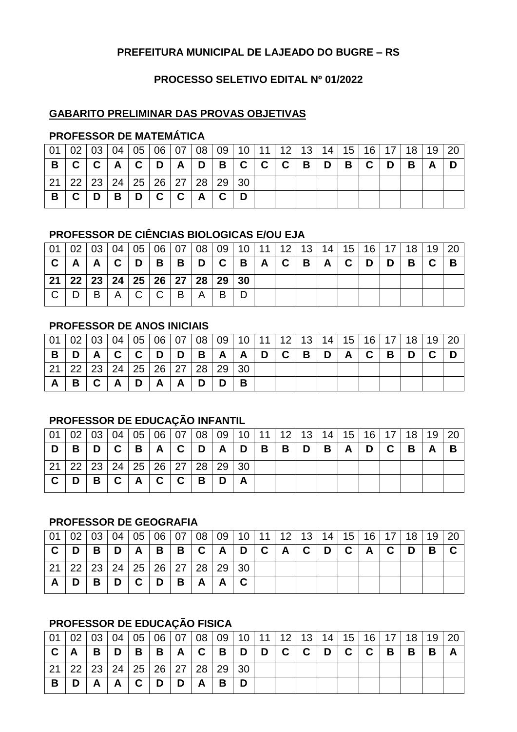**PREFEITURA MUNICIPAL DE LAJEADO DO BUGRE – RS**

**PROCESSO SELETIVO EDITAL Nº 01/2022**

## GABARITO PRELIMINAR DAS PROVAS OBJETIVAS

### PROFESSOR DE MATEMÁTICA

| 01 | 02 | 03 | 04 | 05 | 06 | 07 | 08 | 09 | 10 | 11 | 12 | 13 | 14 | 15 | 16 | 17 | 18 | 19 | 20 |
|---|---|---|---|---|---|---|---|---|---|---|---|---|---|---|---|---|---|---|---|
| **B** | **C** | **C** | **A** | **C** | **D** | **A** | **D** | **B** | **C** | **C** | **C** | **B** | **D** | **B** | **C** | **D** | **B** | **A** | **D** |
| 21 | 22 | 23 | 24 | 25 | 26 | 27 | 28 | 29 | 30 | | | | | | | | | | |
| **B** | **C** | **D** | **B** | **D** | **C** | **C** | **A** | **C** | **D** | | | | | | | | | | |

### PROFESSOR DE CIÊNCIAS BIOLOGICAS E/OU EJA

| 01 | 02 | 03 | 04 | 05 | 06 | 07 | 08 | 09 | 10 | 11 | 12 | 13 | 14 | 15 | 16 | 17 | 18 | 19 | 20 |
|---|---|---|---|---|---|---|---|---|---|---|---|---|---|---|---|---|---|---|---|
| **C** | **A** | **A** | **C** | **D** | **B** | **B** | **D** | **C** | **B** | **A** | **C** | **B** | **A** | **C** | **D** | **D** | **B** | **C** | **B** |
| **21** | **22** | **23** | **24** | **25** | **26** | **27** | **28** | **29** | **30** | | | | | | | | | | |
| C | D | B | A | C | C | B | A | B | D | | | | | | | | | | |

### PROFESSOR DE ANOS INICIAIS

| 01 | 02 | 03 | 04 | 05 | 06 | 07 | 08 | 09 | 10 | 11 | 12 | 13 | 14 | 15 | 16 | 17 | 18 | 19 | 20 |
|---|---|---|---|---|---|---|---|---|---|---|---|---|---|---|---|---|---|---|---|
| **B** | **D** | **A** | **C** | **C** | **D** | **D** | **B** | **A** | **A** | **D** | **C** | **B** | **D** | **A** | **C** | **B** | **D** | **C** | **D** |
| 21 | 22 | 23 | 24 | 25 | 26 | 27 | 28 | 29 | 30 | | | | | | | | | | |
| **A** | **B** | **C** | **A** | **D** | **A** | **A** | **D** | **D** | **B** | | | | | | | | | | |

### PROFESSOR DE EDUCAÇÃO INFANTIL

| 01 | 02 | 03 | 04 | 05 | 06 | 07 | 08 | 09 | 10 | 11 | 12 | 13 | 14 | 15 | 16 | 17 | 18 | 19 | 20 |
|---|---|---|---|---|---|---|---|---|---|---|---|---|---|---|---|---|---|---|---|
| **D** | **B** | **D** | **C** | **B** | **A** | **C** | **D** | **A** | **D** | **B** | **B** | **D** | **B** | **A** | **D** | **C** | **B** | **A** | **B** |
| 21 | 22 | 23 | 24 | 25 | 26 | 27 | 28 | 29 | 30 | | | | | | | | | | |
| **C** | **D** | **B** | **C** | **A** | **C** | **C** | **B** | **D** | **A** | | | | | | | | | | |

### PROFESSOR DE GEOGRAFIA

| 01 | 02 | 03 | 04 | 05 | 06 | 07 | 08 | 09 | 10 | 11 | 12 | 13 | 14 | 15 | 16 | 17 | 18 | 19 | 20 |
|---|---|---|---|---|---|---|---|---|---|---|---|---|---|---|---|---|---|---|---|
| **C** | **D** | **B** | **D** | **A** | **B** | **B** | **C** | **A** | **D** | **C** | **A** | **C** | **D** | **C** | **A** | **C** | **D** | **B** | **C** |
| 21 | 22 | 23 | 24 | 25 | 26 | 27 | 28 | 29 | 30 | | | | | | | | | | |
| **A** | **D** | **B** | **D** | **C** | **D** | **B** | **A** | **A** | **C** | | | | | | | | | | |

### PROFESSOR DE EDUCAÇÃO FISICA

| 01 | 02 | 03 | 04 | 05 | 06 | 07 | 08 | 09 | 10 | 11 | 12 | 13 | 14 | 15 | 16 | 17 | 18 | 19 | 20 |
|---|---|---|---|---|---|---|---|---|---|---|---|---|---|---|---|---|---|---|---|
| **C** | **A** | **B** | **D** | **B** | **B** | **A** | **C** | **B** | **D** | **D** | **C** | **C** | **D** | **C** | **C** | **B** | **B** | **B** | **A** |
| 21 | 22 | 23 | 24 | 25 | 26 | 27 | 28 | 29 | 30 | | | | | | | | | | |
| **B** | **D** | **A** | **A** | **C** | **D** | **D** | **A** | **B** | **D** | | | | | | | | | | |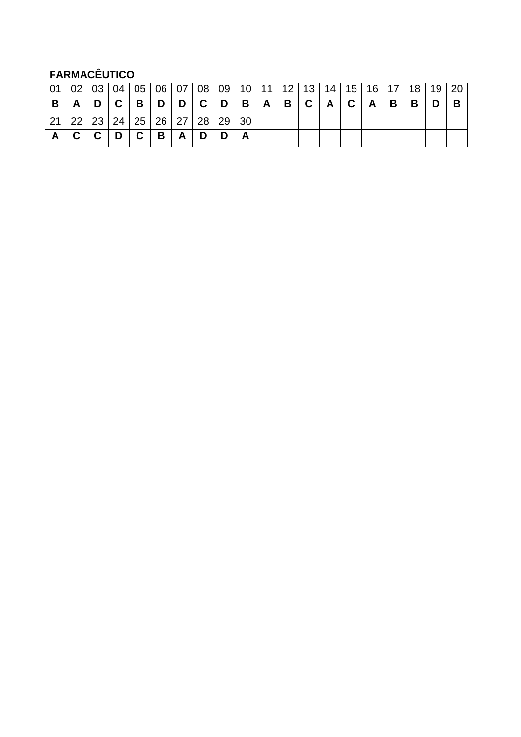**FARMACÊUTICO**

| | | | | | | | | | | | | | | | | | | | |
|---|---|---|---|---|---|---|---|---|---|---|---|---|---|---|---|---|---|---|---|
| 01 | 02 | 03 | 04 | 05 | 06 | 07 | 08 | 09 | 10 | 11 | 12 | 13 | 14 | 15 | 16 | 17 | 18 | 19 | 20 |
| **B** | **A** | **D** | **C** | **B** | **D** | **D** | **C** | **D** | **B** | **A** | **B** | **C** | **A** | **C** | **A** | **B** | **B** | **D** | **B** |
| 21 | 22 | 23 | 24 | 25 | 26 | 27 | 28 | 29 | 30 | | | | | | | | | | |
| **A** | **C** | **C** | **D** | **C** | **B** | **A** | **D** | **D** | **A** | | | | | | | | | | |